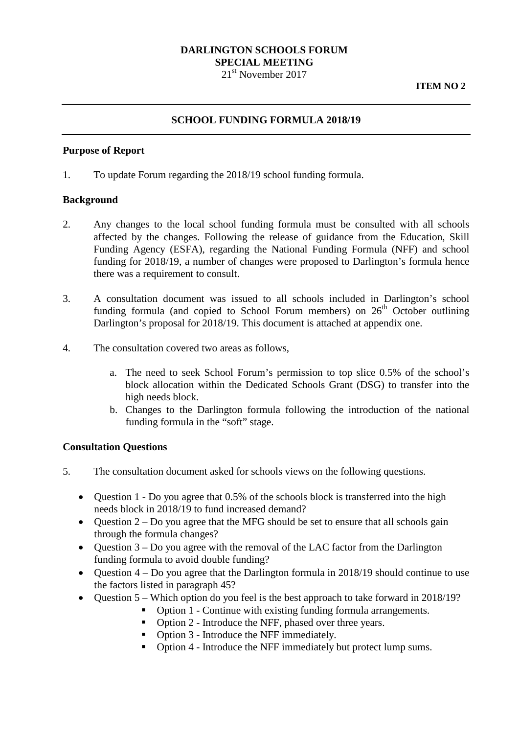**DARLINGTON SCHOOLS FORUM**
**SPECIAL MEETING**
21st November 2017

**ITEM NO 2**

---

## SCHOOL FUNDING FORMULA 2018/19

---

### Purpose of Report

1. To update Forum regarding the 2018/19 school funding formula.

### Background

2. Any changes to the local school funding formula must be consulted with all schools affected by the changes. Following the release of guidance from the Education, Skill Funding Agency (ESFA), regarding the National Funding Formula (NFF) and school funding for 2018/19, a number of changes were proposed to Darlington's formula hence there was a requirement to consult.

3. A consultation document was issued to all schools included in Darlington's school funding formula (and copied to School Forum members) on 26th October outlining Darlington's proposal for 2018/19. This document is attached at appendix one.

4. The consultation covered two areas as follows,

    a. The need to seek School Forum's permission to top slice 0.5% of the school's block allocation within the Dedicated Schools Grant (DSG) to transfer into the high needs block.
    b. Changes to the Darlington formula following the introduction of the national funding formula in the "soft" stage.

### Consultation Questions

5. The consultation document asked for schools views on the following questions.

- Question 1 - Do you agree that 0.5% of the schools block is transferred into the high needs block in 2018/19 to fund increased demand?
- Question 2 – Do you agree that the MFG should be set to ensure that all schools gain through the formula changes?
- Question 3 – Do you agree with the removal of the LAC factor from the Darlington funding formula to avoid double funding?
- Question 4 – Do you agree that the Darlington formula in 2018/19 should continue to use the factors listed in paragraph 45?
- Question 5 – Which option do you feel is the best approach to take forward in 2018/19?
    - Option 1 - Continue with existing funding formula arrangements.
    - Option 2 - Introduce the NFF, phased over three years.
    - Option 3 - Introduce the NFF immediately.
    - Option 4 - Introduce the NFF immediately but protect lump sums.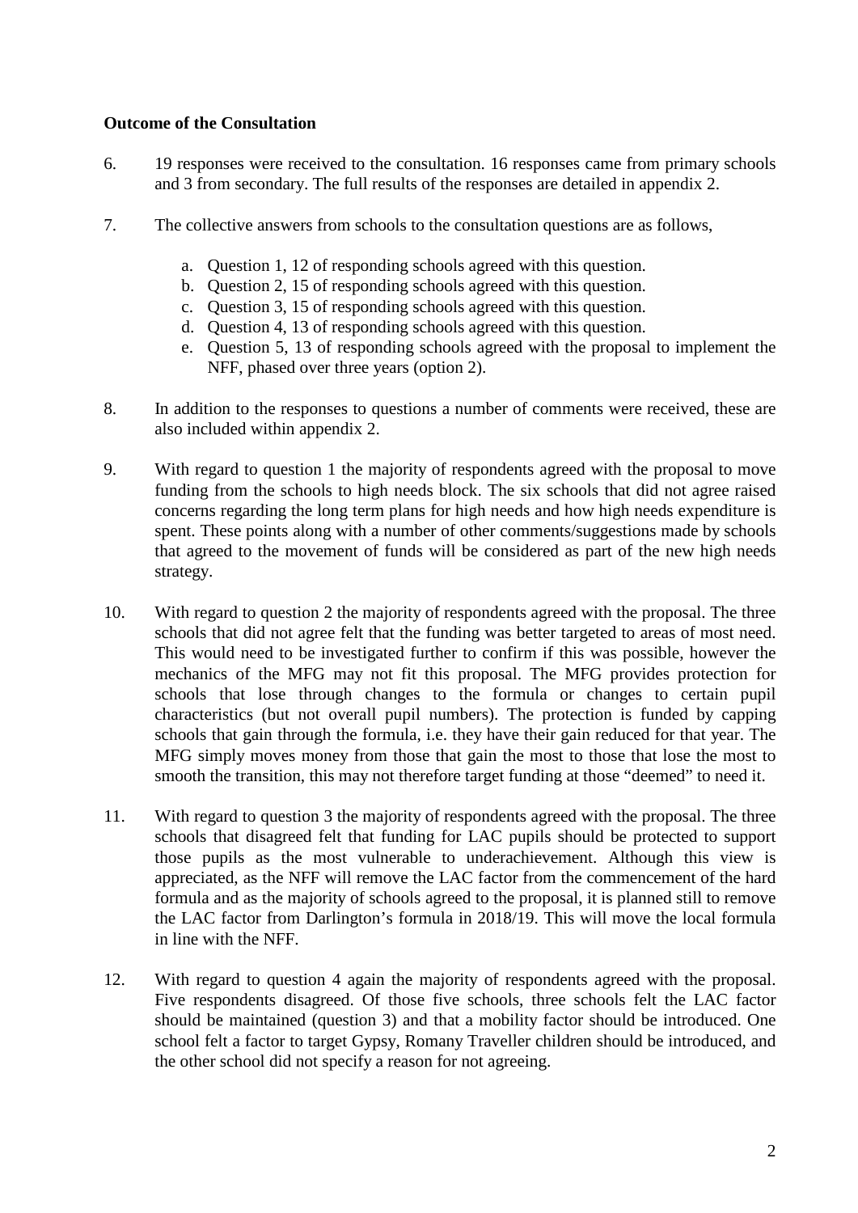**Outcome of the Consultation**

6. 19 responses were received to the consultation. 16 responses came from primary schools and 3 from secondary. The full results of the responses are detailed in appendix 2.

7. The collective answers from schools to the consultation questions are as follows,

   a. Question 1, 12 of responding schools agreed with this question.
   b. Question 2, 15 of responding schools agreed with this question.
   c. Question 3, 15 of responding schools agreed with this question.
   d. Question 4, 13 of responding schools agreed with this question.
   e. Question 5, 13 of responding schools agreed with the proposal to implement the NFF, phased over three years (option 2).

8. In addition to the responses to questions a number of comments were received, these are also included within appendix 2.

9. With regard to question 1 the majority of respondents agreed with the proposal to move funding from the schools to high needs block. The six schools that did not agree raised concerns regarding the long term plans for high needs and how high needs expenditure is spent. These points along with a number of other comments/suggestions made by schools that agreed to the movement of funds will be considered as part of the new high needs strategy.

10. With regard to question 2 the majority of respondents agreed with the proposal. The three schools that did not agree felt that the funding was better targeted to areas of most need. This would need to be investigated further to confirm if this was possible, however the mechanics of the MFG may not fit this proposal. The MFG provides protection for schools that lose through changes to the formula or changes to certain pupil characteristics (but not overall pupil numbers). The protection is funded by capping schools that gain through the formula, i.e. they have their gain reduced for that year. The MFG simply moves money from those that gain the most to those that lose the most to smooth the transition, this may not therefore target funding at those "deemed" to need it.

11. With regard to question 3 the majority of respondents agreed with the proposal. The three schools that disagreed felt that funding for LAC pupils should be protected to support those pupils as the most vulnerable to underachievement. Although this view is appreciated, as the NFF will remove the LAC factor from the commencement of the hard formula and as the majority of schools agreed to the proposal, it is planned still to remove the LAC factor from Darlington's formula in 2018/19. This will move the local formula in line with the NFF.

12. With regard to question 4 again the majority of respondents agreed with the proposal. Five respondents disagreed. Of those five schools, three schools felt the LAC factor should be maintained (question 3) and that a mobility factor should be introduced. One school felt a factor to target Gypsy, Romany Traveller children should be introduced, and the other school did not specify a reason for not agreeing.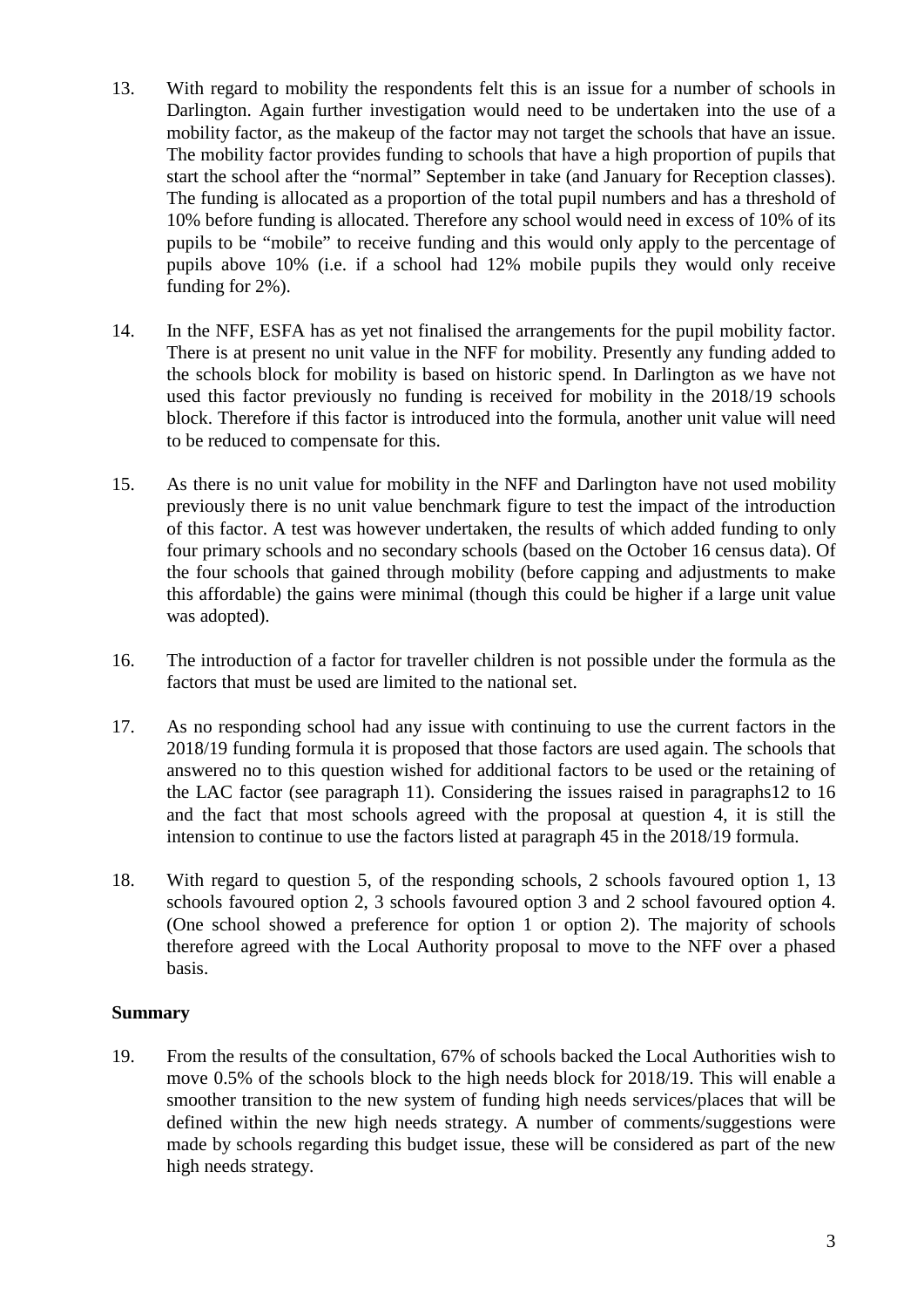13. With regard to mobility the respondents felt this is an issue for a number of schools in Darlington. Again further investigation would need to be undertaken into the use of a mobility factor, as the makeup of the factor may not target the schools that have an issue. The mobility factor provides funding to schools that have a high proportion of pupils that start the school after the "normal" September in take (and January for Reception classes). The funding is allocated as a proportion of the total pupil numbers and has a threshold of 10% before funding is allocated. Therefore any school would need in excess of 10% of its pupils to be "mobile" to receive funding and this would only apply to the percentage of pupils above 10% (i.e. if a school had 12% mobile pupils they would only receive funding for 2%).

14. In the NFF, ESFA has as yet not finalised the arrangements for the pupil mobility factor. There is at present no unit value in the NFF for mobility. Presently any funding added to the schools block for mobility is based on historic spend. In Darlington as we have not used this factor previously no funding is received for mobility in the 2018/19 schools block. Therefore if this factor is introduced into the formula, another unit value will need to be reduced to compensate for this.

15. As there is no unit value for mobility in the NFF and Darlington have not used mobility previously there is no unit value benchmark figure to test the impact of the introduction of this factor. A test was however undertaken, the results of which added funding to only four primary schools and no secondary schools (based on the October 16 census data). Of the four schools that gained through mobility (before capping and adjustments to make this affordable) the gains were minimal (though this could be higher if a large unit value was adopted).

16. The introduction of a factor for traveller children is not possible under the formula as the factors that must be used are limited to the national set.

17. As no responding school had any issue with continuing to use the current factors in the 2018/19 funding formula it is proposed that those factors are used again. The schools that answered no to this question wished for additional factors to be used or the retaining of the LAC factor (see paragraph 11). Considering the issues raised in paragraphs12 to 16 and the fact that most schools agreed with the proposal at question 4, it is still the intension to continue to use the factors listed at paragraph 45 in the 2018/19 formula.

18. With regard to question 5, of the responding schools, 2 schools favoured option 1, 13 schools favoured option 2, 3 schools favoured option 3 and 2 school favoured option 4. (One school showed a preference for option 1 or option 2). The majority of schools therefore agreed with the Local Authority proposal to move to the NFF over a phased basis.

**Summary**

19. From the results of the consultation, 67% of schools backed the Local Authorities wish to move 0.5% of the schools block to the high needs block for 2018/19. This will enable a smoother transition to the new system of funding high needs services/places that will be defined within the new high needs strategy. A number of comments/suggestions were made by schools regarding this budget issue, these will be considered as part of the new high needs strategy.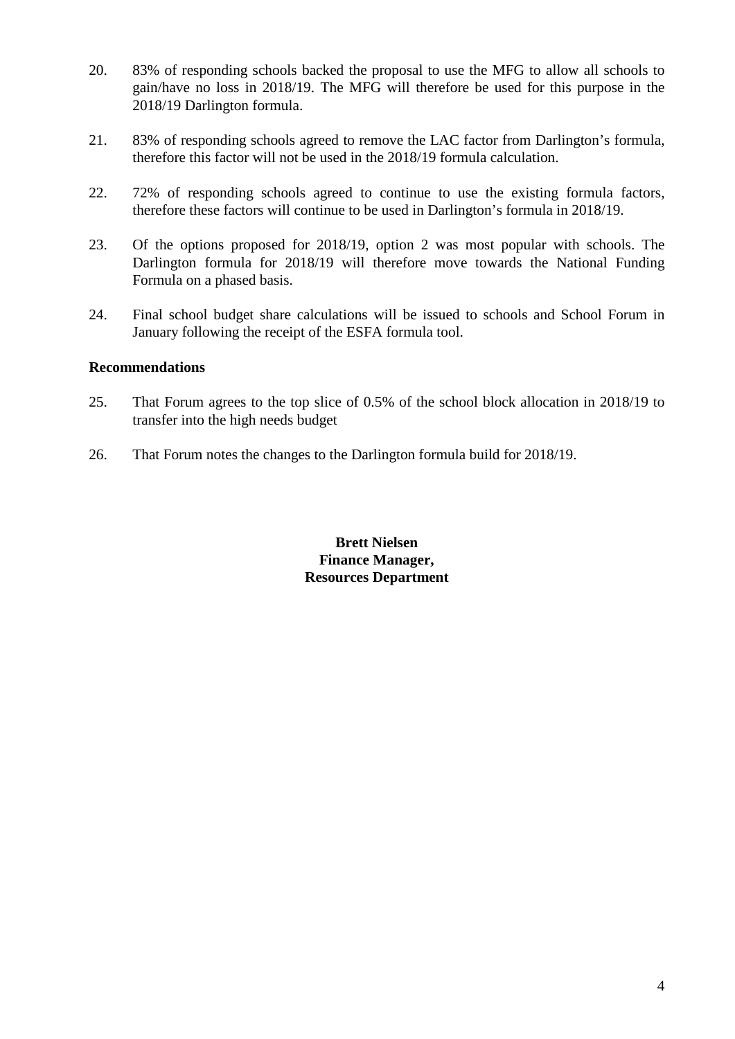20. 83% of responding schools backed the proposal to use the MFG to allow all schools to gain/have no loss in 2018/19. The MFG will therefore be used for this purpose in the 2018/19 Darlington formula.

21. 83% of responding schools agreed to remove the LAC factor from Darlington's formula, therefore this factor will not be used in the 2018/19 formula calculation.

22. 72% of responding schools agreed to continue to use the existing formula factors, therefore these factors will continue to be used in Darlington's formula in 2018/19.

23. Of the options proposed for 2018/19, option 2 was most popular with schools. The Darlington formula for 2018/19 will therefore move towards the National Funding Formula on a phased basis.

24. Final school budget share calculations will be issued to schools and School Forum in January following the receipt of the ESFA formula tool.

**Recommendations**

25. That Forum agrees to the top slice of 0.5% of the school block allocation in 2018/19 to transfer into the high needs budget

26. That Forum notes the changes to the Darlington formula build for 2018/19.

**Brett Nielsen**
**Finance Manager,**
**Resources Department**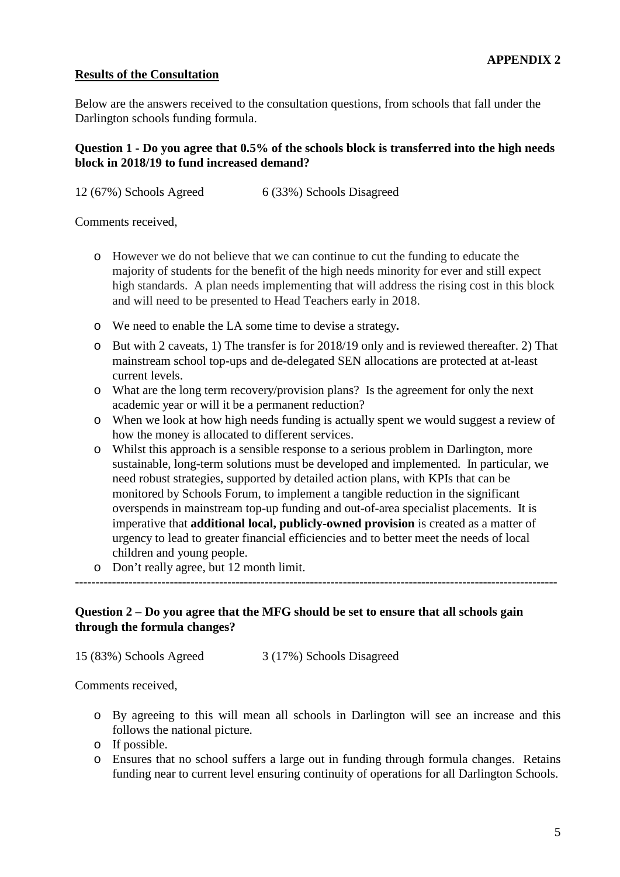**APPENDIX 2**

**Results of the Consultation**

Below are the answers received to the consultation questions, from schools that fall under the Darlington schools funding formula.

**Question 1 - Do you agree that 0.5% of the schools block is transferred into the high needs block in 2018/19 to fund increased demand?**

12 (67%) Schools Agreed 6 (33%) Schools Disagreed

Comments received,

- However we do not believe that we can continue to cut the funding to educate the majority of students for the benefit of the high needs minority for ever and still expect high standards. A plan needs implementing that will address the rising cost in this block and will need to be presented to Head Teachers early in 2018.
- We need to enable the LA some time to devise a strategy**.**
- But with 2 caveats, 1) The transfer is for 2018/19 only and is reviewed thereafter. 2) That mainstream school top-ups and de-delegated SEN allocations are protected at at-least current levels.
- What are the long term recovery/provision plans? Is the agreement for only the next academic year or will it be a permanent reduction?
- When we look at how high needs funding is actually spent we would suggest a review of how the money is allocated to different services.
- Whilst this approach is a sensible response to a serious problem in Darlington, more sustainable, long-term solutions must be developed and implemented. In particular, we need robust strategies, supported by detailed action plans, with KPIs that can be monitored by Schools Forum, to implement a tangible reduction in the significant overspends in mainstream top-up funding and out-of-area specialist placements. It is imperative that **additional local, publicly-owned provision** is created as a matter of urgency to lead to greater financial efficiencies and to better meet the needs of local children and young people.
- Don't really agree, but 12 month limit.

---

**Question 2 – Do you agree that the MFG should be set to ensure that all schools gain through the formula changes?**

15 (83%) Schools Agreed 3 (17%) Schools Disagreed

Comments received,

- By agreeing to this will mean all schools in Darlington will see an increase and this follows the national picture.
- If possible.
- Ensures that no school suffers a large out in funding through formula changes. Retains funding near to current level ensuring continuity of operations for all Darlington Schools.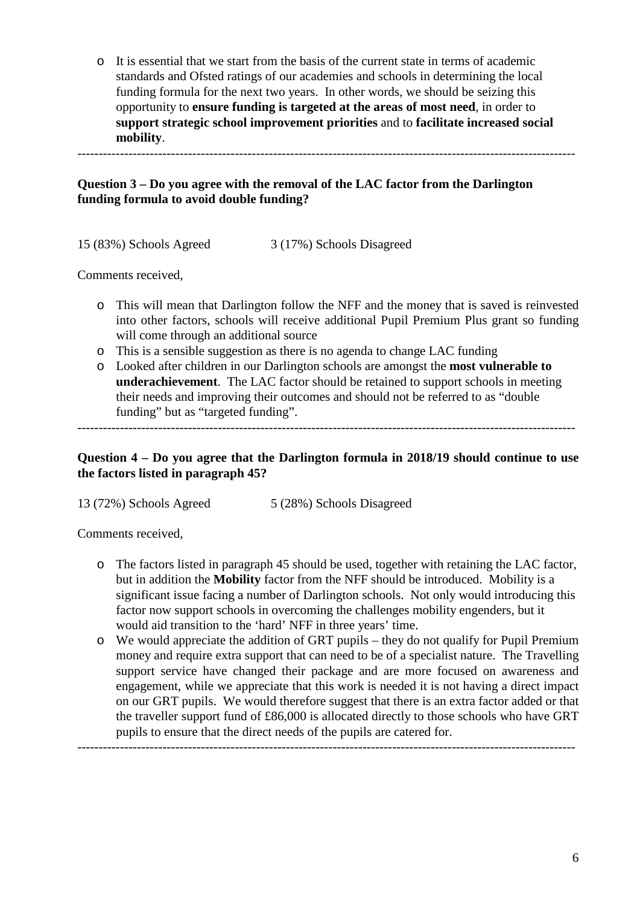- It is essential that we start from the basis of the current state in terms of academic standards and Ofsted ratings of our academies and schools in determining the local funding formula for the next two years. In other words, we should be seizing this opportunity to **ensure funding is targeted at the areas of most need**, in order to **support strategic school improvement priorities** and to **facilitate increased social mobility**.

---

**Question 3 – Do you agree with the removal of the LAC factor from the Darlington funding formula to avoid double funding?**

15 (83%) Schools Agreed 3 (17%) Schools Disagreed

Comments received,

- This will mean that Darlington follow the NFF and the money that is saved is reinvested into other factors, schools will receive additional Pupil Premium Plus grant so funding will come through an additional source
- This is a sensible suggestion as there is no agenda to change LAC funding
- Looked after children in our Darlington schools are amongst the **most vulnerable to underachievement**. The LAC factor should be retained to support schools in meeting their needs and improving their outcomes and should not be referred to as "double funding" but as "targeted funding".

---

**Question 4 – Do you agree that the Darlington formula in 2018/19 should continue to use the factors listed in paragraph 45?**

13 (72%) Schools Agreed 5 (28%) Schools Disagreed

Comments received,

- The factors listed in paragraph 45 should be used, together with retaining the LAC factor, but in addition the **Mobility** factor from the NFF should be introduced. Mobility is a significant issue facing a number of Darlington schools. Not only would introducing this factor now support schools in overcoming the challenges mobility engenders, but it would aid transition to the 'hard' NFF in three years' time.
- We would appreciate the addition of GRT pupils – they do not qualify for Pupil Premium money and require extra support that can need to be of a specialist nature. The Travelling support service have changed their package and are more focused on awareness and engagement, while we appreciate that this work is needed it is not having a direct impact on our GRT pupils. We would therefore suggest that there is an extra factor added or that the traveller support fund of £86,000 is allocated directly to those schools who have GRT pupils to ensure that the direct needs of the pupils are catered for.

---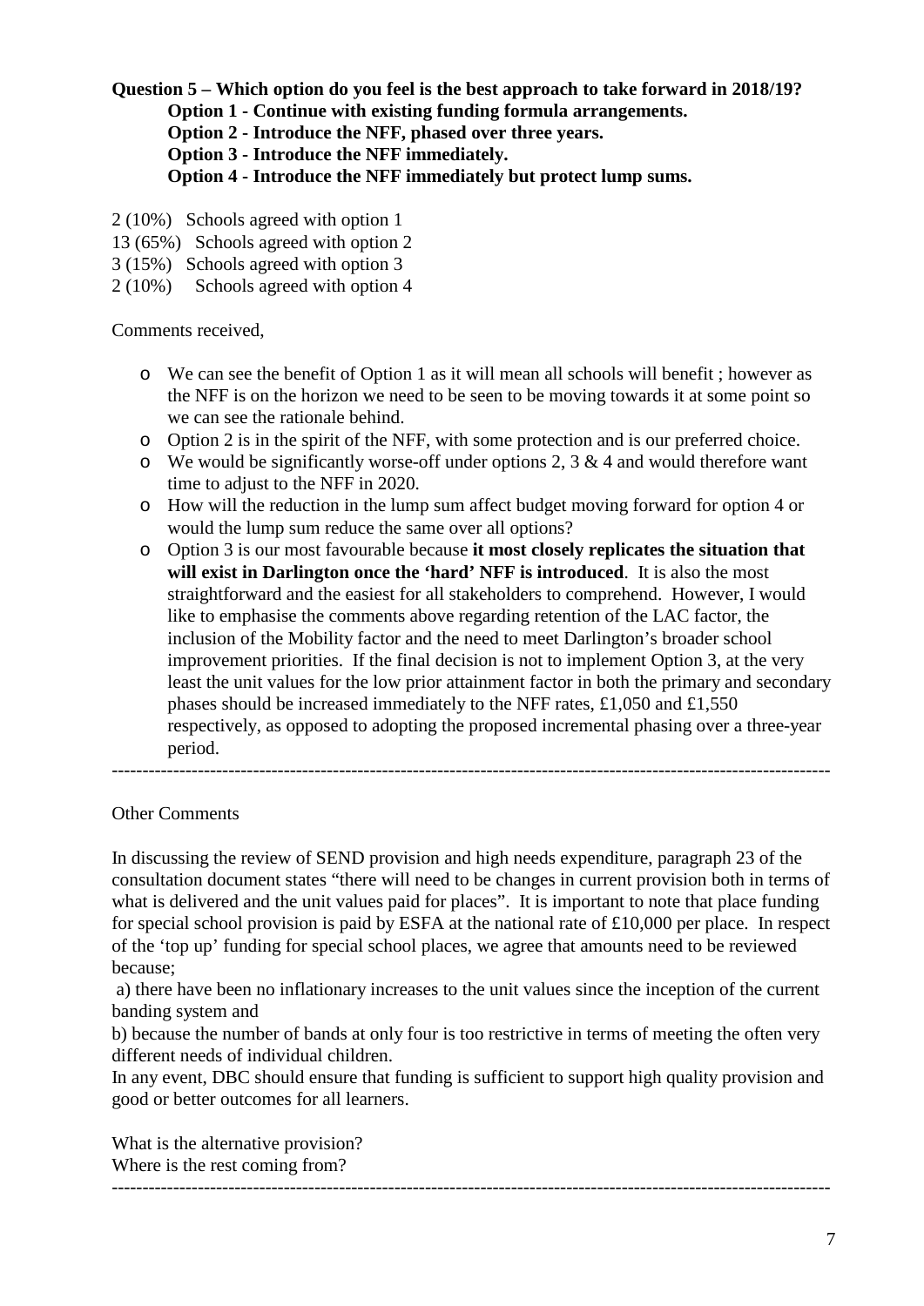**Question 5 – Which option do you feel is the best approach to take forward in 2018/19?**

**Option 1 - Continue with existing funding formula arrangements.**

**Option 2 - Introduce the NFF, phased over three years.**

**Option 3 - Introduce the NFF immediately.**

**Option 4 - Introduce the NFF immediately but protect lump sums.**

2 (10%) Schools agreed with option 1
13 (65%) Schools agreed with option 2
3 (15%) Schools agreed with option 3
2 (10%) Schools agreed with option 4

Comments received,

- We can see the benefit of Option 1 as it will mean all schools will benefit ; however as the NFF is on the horizon we need to be seen to be moving towards it at some point so we can see the rationale behind.
- Option 2 is in the spirit of the NFF, with some protection and is our preferred choice.
- We would be significantly worse-off under options 2, 3 & 4 and would therefore want time to adjust to the NFF in 2020.
- How will the reduction in the lump sum affect budget moving forward for option 4 or would the lump sum reduce the same over all options?
- Option 3 is our most favourable because **it most closely replicates the situation that will exist in Darlington once the 'hard' NFF is introduced**. It is also the most straightforward and the easiest for all stakeholders to comprehend. However, I would like to emphasise the comments above regarding retention of the LAC factor, the inclusion of the Mobility factor and the need to meet Darlington's broader school improvement priorities. If the final decision is not to implement Option 3, at the very least the unit values for the low prior attainment factor in both the primary and secondary phases should be increased immediately to the NFF rates, £1,050 and £1,550 respectively, as opposed to adopting the proposed incremental phasing over a three-year period.

---

Other Comments

In discussing the review of SEND provision and high needs expenditure, paragraph 23 of the consultation document states "there will need to be changes in current provision both in terms of what is delivered and the unit values paid for places". It is important to note that place funding for special school provision is paid by ESFA at the national rate of £10,000 per place. In respect of the 'top up' funding for special school places, we agree that amounts need to be reviewed because;

a) there have been no inflationary increases to the unit values since the inception of the current banding system and

b) because the number of bands at only four is too restrictive in terms of meeting the often very different needs of individual children.

In any event, DBC should ensure that funding is sufficient to support high quality provision and good or better outcomes for all learners.

What is the alternative provision?
Where is the rest coming from?

---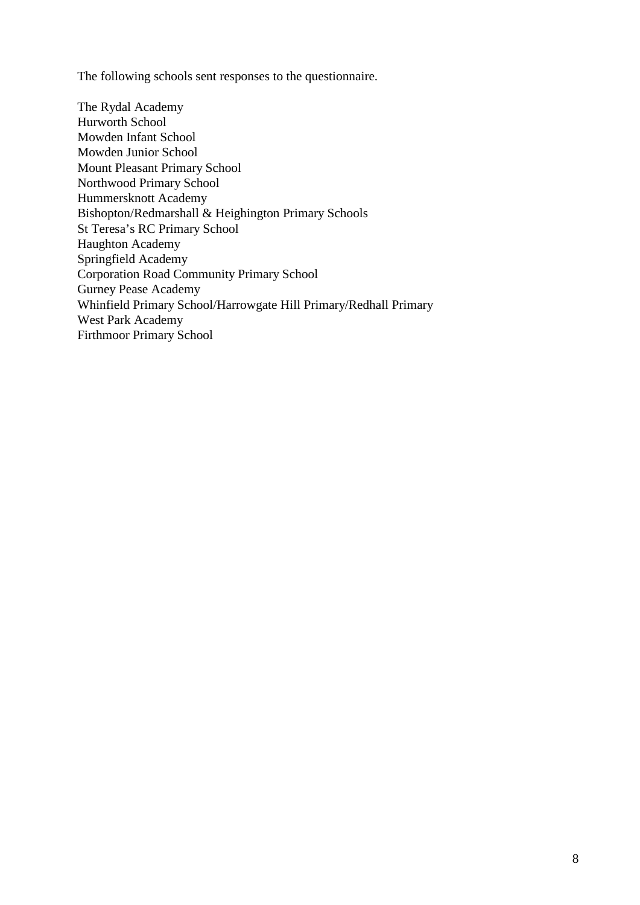The following schools sent responses to the questionnaire.

The Rydal Academy
Hurworth School
Mowden Infant School
Mowden Junior School
Mount Pleasant Primary School
Northwood Primary School
Hummersknott Academy
Bishopton/Redmarshall & Heighington Primary Schools
St Teresa's RC Primary School
Haughton Academy
Springfield Academy
Corporation Road Community Primary School
Gurney Pease Academy
Whinfield Primary School/Harrowgate Hill Primary/Redhall Primary
West Park Academy
Firthmoor Primary School